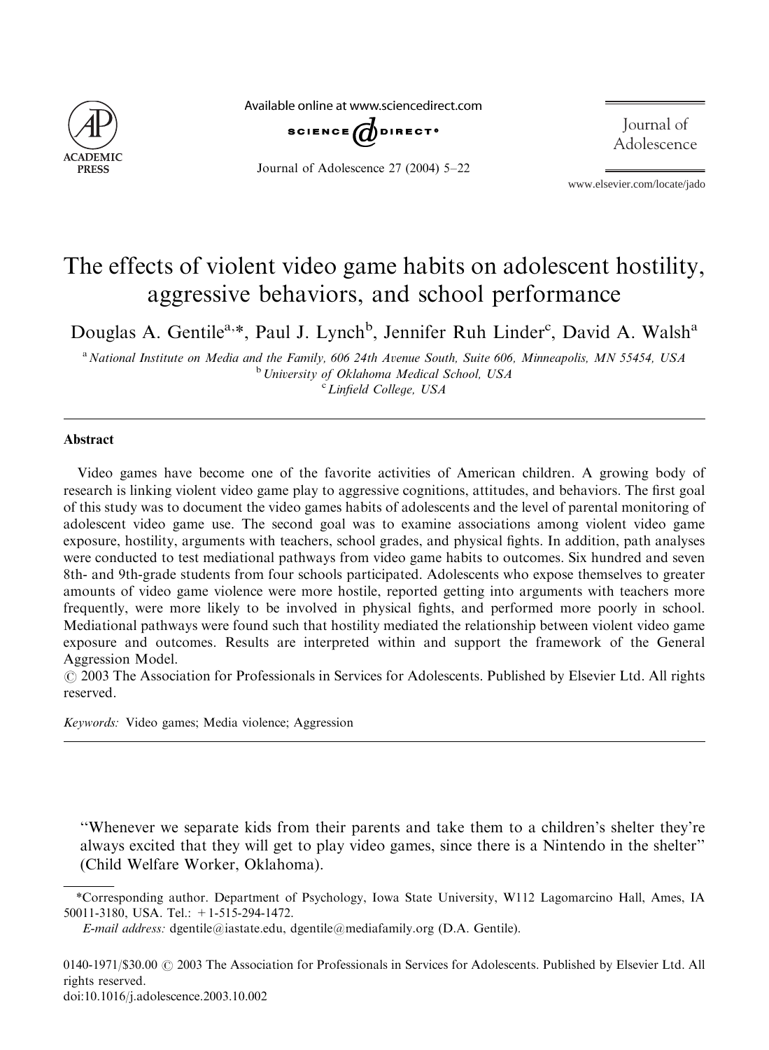# The effects of violent video game habits on adolescent hostility, aggressive behaviors, and school performance

Douglas A. Gentile[a,*], Paul J. Lynch[b], Jennifer Ruh Linder[c], David A. Walsh[a]

[a] National Institute on Media and the Family, 606 24th Avenue South, Suite 606, Minneapolis, MN 55454, USA
[b] University of Oklahoma Medical School, USA
[c] Linfield College, USA

## Abstract

Video games have become one of the favorite activities of American children. A growing body of research is linking violent video game play to aggressive cognitions, attitudes, and behaviors. The first goal of this study was to document the video games habits of adolescents and the level of parental monitoring of adolescent video game use. The second goal was to examine associations among violent video game exposure, hostility, arguments with teachers, school grades, and physical fights. In addition, path analyses were conducted to test mediational pathways from video game habits to outcomes. Six hundred and seven 8th- and 9th-grade students from four schools participated. Adolescents who expose themselves to greater amounts of video game violence were more hostile, reported getting into arguments with teachers more frequently, were more likely to be involved in physical fights, and performed more poorly in school. Mediational pathways were found such that hostility mediated the relationship between violent video game exposure and outcomes. Results are interpreted within and support the framework of the General Aggression Model.

© 2003 The Association for Professionals in Services for Adolescents. Published by Elsevier Ltd. All rights reserved.

*Keywords:* Video games; Media violence; Aggression

> "Whenever we separate kids from their parents and take them to a children's shelter they're always excited that they will get to play video games, since there is a Nintendo in the shelter" (Child Welfare Worker, Oklahoma).

*Corresponding author. Department of Psychology, Iowa State University, W112 Lagomarcino Hall, Ames, IA 50011-3180, USA. Tel.: +1-515-294-1472.

*E-mail address:* dgentile@iastate.edu, dgentile@mediafamily.org (D.A. Gentile).

0140-1971/$30.00 © 2003 The Association for Professionals in Services for Adolescents. Published by Elsevier Ltd. All rights reserved.
doi:10.1016/j.adolescence.2003.10.002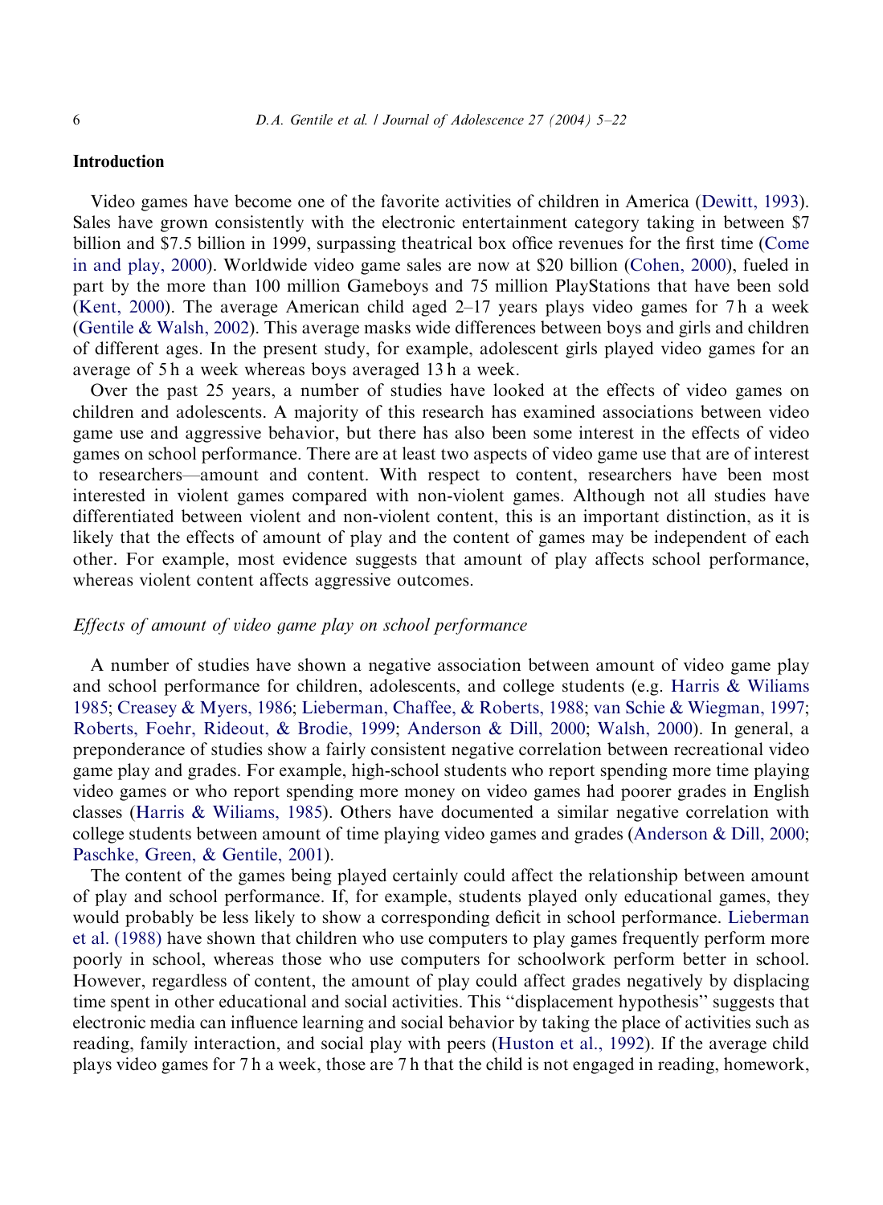## Introduction

Video games have become one of the favorite activities of children in America (Dewitt, 1993). Sales have grown consistently with the electronic entertainment category taking in between \$7 billion and \$7.5 billion in 1999, surpassing theatrical box office revenues for the first time (Come in and play, 2000). Worldwide video game sales are now at \$20 billion (Cohen, 2000), fueled in part by the more than 100 million Gameboys and 75 million PlayStations that have been sold (Kent, 2000). The average American child aged 2–17 years plays video games for 7 h a week (Gentile & Walsh, 2002). This average masks wide differences between boys and girls and children of different ages. In the present study, for example, adolescent girls played video games for an average of 5 h a week whereas boys averaged 13 h a week.

Over the past 25 years, a number of studies have looked at the effects of video games on children and adolescents. A majority of this research has examined associations between video game use and aggressive behavior, but there has also been some interest in the effects of video games on school performance. There are at least two aspects of video game use that are of interest to researchers—amount and content. With respect to content, researchers have been most interested in violent games compared with non-violent games. Although not all studies have differentiated between violent and non-violent content, this is an important distinction, as it is likely that the effects of amount of play and the content of games may be independent of each other. For example, most evidence suggests that amount of play affects school performance, whereas violent content affects aggressive outcomes.

### *Effects of amount of video game play on school performance*

A number of studies have shown a negative association between amount of video game play and school performance for children, adolescents, and college students (e.g. Harris & Wiliams 1985; Creasey & Myers, 1986; Lieberman, Chaffee, & Roberts, 1988; van Schie & Wiegman, 1997; Roberts, Foehr, Rideout, & Brodie, 1999; Anderson & Dill, 2000; Walsh, 2000). In general, a preponderance of studies show a fairly consistent negative correlation between recreational video game play and grades. For example, high-school students who report spending more time playing video games or who report spending more money on video games had poorer grades in English classes (Harris & Wiliams, 1985). Others have documented a similar negative correlation with college students between amount of time playing video games and grades (Anderson & Dill, 2000; Paschke, Green, & Gentile, 2001).

The content of the games being played certainly could affect the relationship between amount of play and school performance. If, for example, students played only educational games, they would probably be less likely to show a corresponding deficit in school performance. Lieberman et al. (1988) have shown that children who use computers to play games frequently perform more poorly in school, whereas those who use computers for schoolwork perform better in school. However, regardless of content, the amount of play could affect grades negatively by displacing time spent in other educational and social activities. This "displacement hypothesis" suggests that electronic media can influence learning and social behavior by taking the place of activities such as reading, family interaction, and social play with peers (Huston et al., 1992). If the average child plays video games for 7 h a week, those are 7 h that the child is not engaged in reading, homework,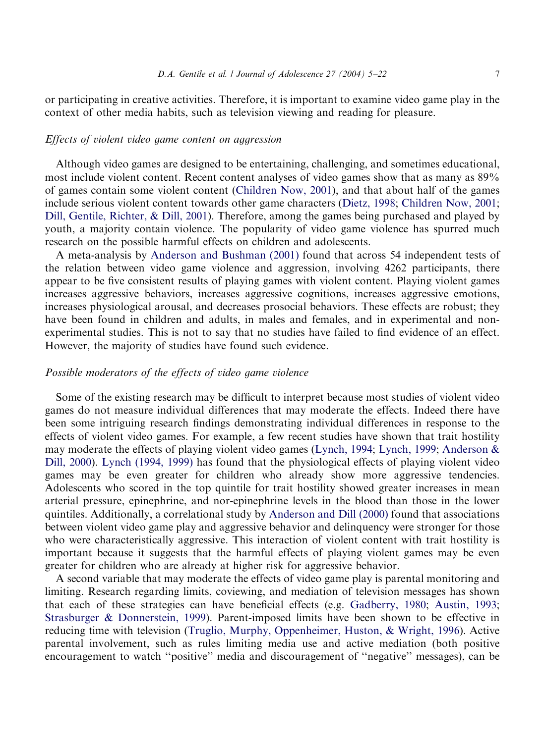or participating in creative activities. Therefore, it is important to examine video game play in the context of other media habits, such as television viewing and reading for pleasure.

### *Effects of violent video game content on aggression*

Although video games are designed to be entertaining, challenging, and sometimes educational, most include violent content. Recent content analyses of video games show that as many as 89% of games contain some violent content (Children Now, 2001), and that about half of the games include serious violent content towards other game characters (Dietz, 1998; Children Now, 2001; Dill, Gentile, Richter, & Dill, 2001). Therefore, among the games being purchased and played by youth, a majority contain violence. The popularity of video game violence has spurred much research on the possible harmful effects on children and adolescents.

A meta-analysis by Anderson and Bushman (2001) found that across 54 independent tests of the relation between video game violence and aggression, involving 4262 participants, there appear to be five consistent results of playing games with violent content. Playing violent games increases aggressive behaviors, increases aggressive cognitions, increases aggressive emotions, increases physiological arousal, and decreases prosocial behaviors. These effects are robust; they have been found in children and adults, in males and females, and in experimental and non-experimental studies. This is not to say that no studies have failed to find evidence of an effect. However, the majority of studies have found such evidence.

### *Possible moderators of the effects of video game violence*

Some of the existing research may be difficult to interpret because most studies of violent video games do not measure individual differences that may moderate the effects. Indeed there have been some intriguing research findings demonstrating individual differences in response to the effects of violent video games. For example, a few recent studies have shown that trait hostility may moderate the effects of playing violent video games (Lynch, 1994; Lynch, 1999; Anderson & Dill, 2000). Lynch (1994, 1999) has found that the physiological effects of playing violent video games may be even greater for children who already show more aggressive tendencies. Adolescents who scored in the top quintile for trait hostility showed greater increases in mean arterial pressure, epinephrine, and nor-epinephrine levels in the blood than those in the lower quintiles. Additionally, a correlational study by Anderson and Dill (2000) found that associations between violent video game play and aggressive behavior and delinquency were stronger for those who were characteristically aggressive. This interaction of violent content with trait hostility is important because it suggests that the harmful effects of playing violent games may be even greater for children who are already at higher risk for aggressive behavior.

A second variable that may moderate the effects of video game play is parental monitoring and limiting. Research regarding limits, coviewing, and mediation of television messages has shown that each of these strategies can have beneficial effects (e.g. Gadberry, 1980; Austin, 1993; Strasburger & Donnerstein, 1999). Parent-imposed limits have been shown to be effective in reducing time with television (Truglio, Murphy, Oppenheimer, Huston, & Wright, 1996). Active parental involvement, such as rules limiting media use and active mediation (both positive encouragement to watch "positive" media and discouragement of "negative" messages), can be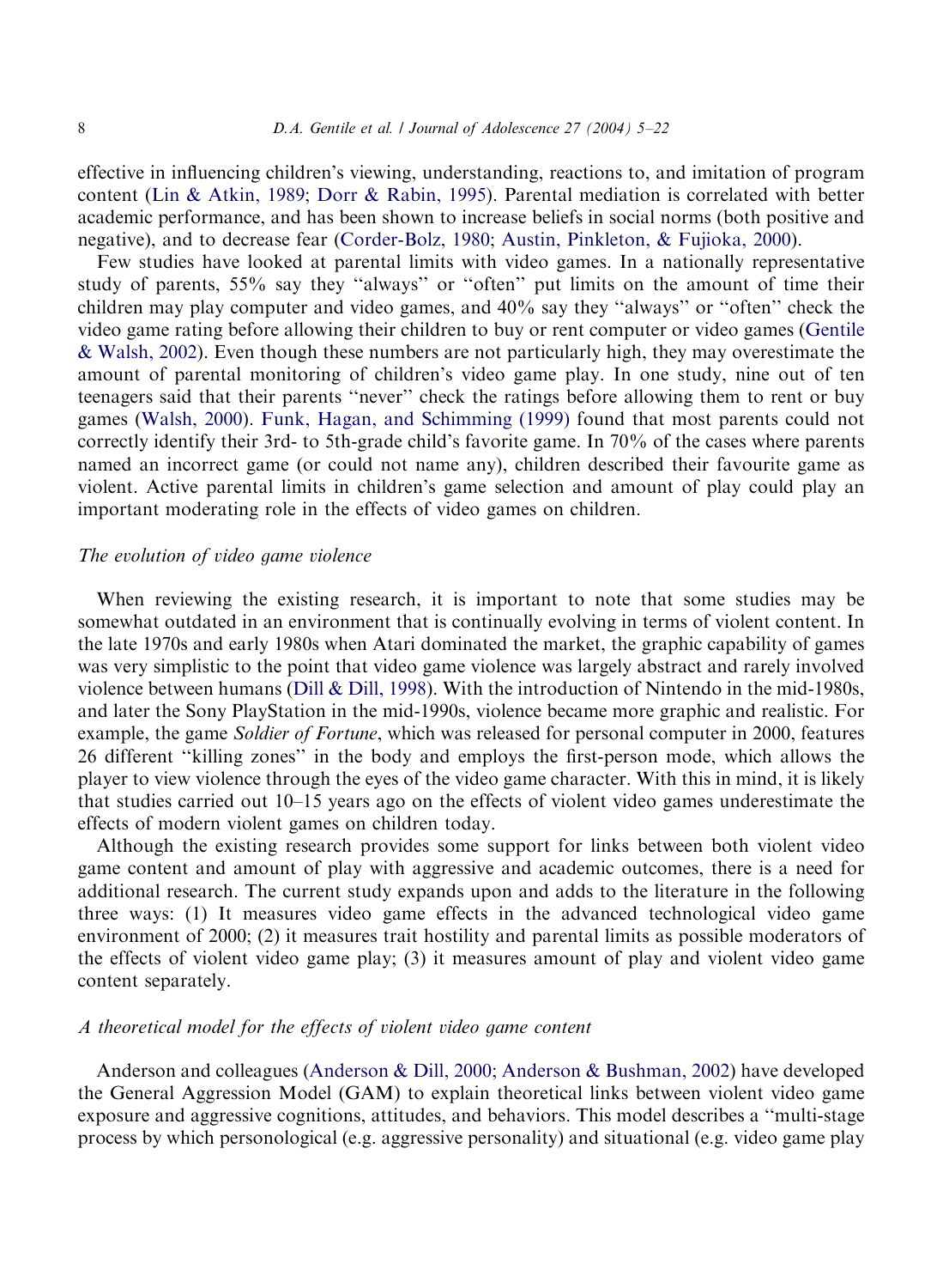effective in influencing children's viewing, understanding, reactions to, and imitation of program content (Lin & Atkin, 1989; Dorr & Rabin, 1995). Parental mediation is correlated with better academic performance, and has been shown to increase beliefs in social norms (both positive and negative), and to decrease fear (Corder-Bolz, 1980; Austin, Pinkleton, & Fujioka, 2000).

Few studies have looked at parental limits with video games. In a nationally representative study of parents, 55% say they "always" or "often" put limits on the amount of time their children may play computer and video games, and 40% say they "always" or "often" check the video game rating before allowing their children to buy or rent computer or video games (Gentile & Walsh, 2002). Even though these numbers are not particularly high, they may overestimate the amount of parental monitoring of children's video game play. In one study, nine out of ten teenagers said that their parents "never" check the ratings before allowing them to rent or buy games (Walsh, 2000). Funk, Hagan, and Schimming (1999) found that most parents could not correctly identify their 3rd- to 5th-grade child's favorite game. In 70% of the cases where parents named an incorrect game (or could not name any), children described their favourite game as violent. Active parental limits in children's game selection and amount of play could play an important moderating role in the effects of video games on children.

### *The evolution of video game violence*

When reviewing the existing research, it is important to note that some studies may be somewhat outdated in an environment that is continually evolving in terms of violent content. In the late 1970s and early 1980s when Atari dominated the market, the graphic capability of games was very simplistic to the point that video game violence was largely abstract and rarely involved violence between humans (Dill & Dill, 1998). With the introduction of Nintendo in the mid-1980s, and later the Sony PlayStation in the mid-1990s, violence became more graphic and realistic. For example, the game *Soldier of Fortune*, which was released for personal computer in 2000, features 26 different "killing zones" in the body and employs the first-person mode, which allows the player to view violence through the eyes of the video game character. With this in mind, it is likely that studies carried out 10–15 years ago on the effects of violent video games underestimate the effects of modern violent games on children today.

Although the existing research provides some support for links between both violent video game content and amount of play with aggressive and academic outcomes, there is a need for additional research. The current study expands upon and adds to the literature in the following three ways: (1) It measures video game effects in the advanced technological video game environment of 2000; (2) it measures trait hostility and parental limits as possible moderators of the effects of violent video game play; (3) it measures amount of play and violent video game content separately.

### *A theoretical model for the effects of violent video game content*

Anderson and colleagues (Anderson & Dill, 2000; Anderson & Bushman, 2002) have developed the General Aggression Model (GAM) to explain theoretical links between violent video game exposure and aggressive cognitions, attitudes, and behaviors. This model describes a "multi-stage process by which personological (e.g. aggressive personality) and situational (e.g. video game play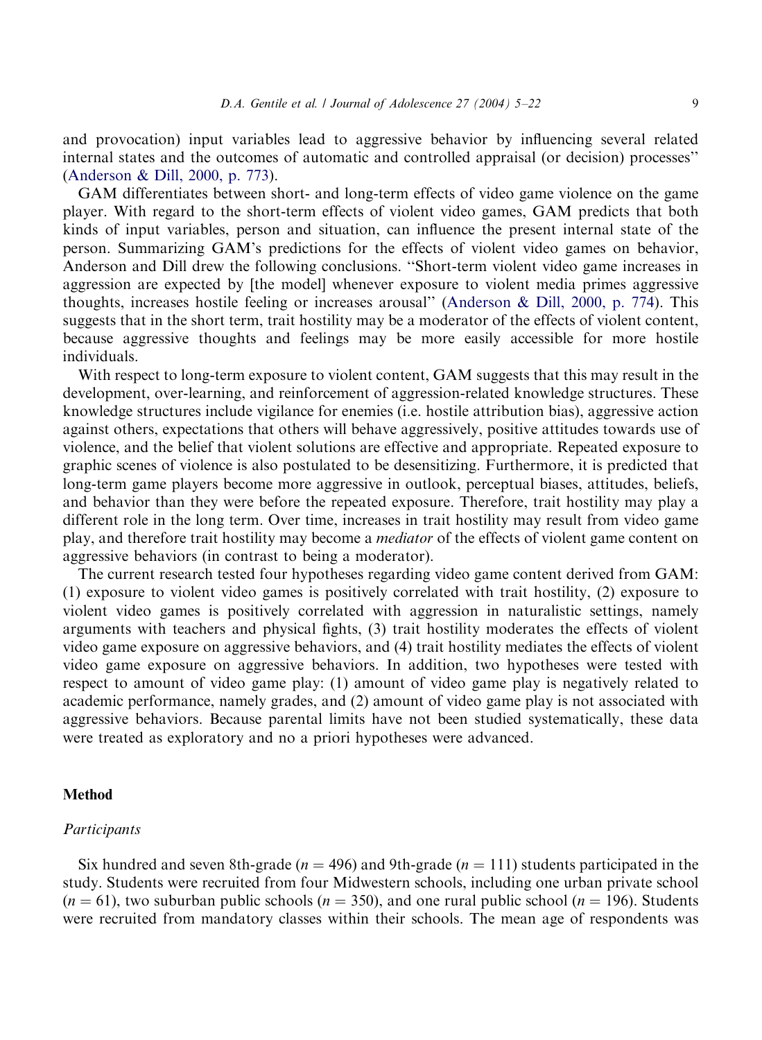and provocation) input variables lead to aggressive behavior by influencing several related internal states and the outcomes of automatic and controlled appraisal (or decision) processes" (Anderson & Dill, 2000, p. 773).

GAM differentiates between short- and long-term effects of video game violence on the game player. With regard to the short-term effects of violent video games, GAM predicts that both kinds of input variables, person and situation, can influence the present internal state of the person. Summarizing GAM's predictions for the effects of violent video games on behavior, Anderson and Dill drew the following conclusions. "Short-term violent video game increases in aggression are expected by [the model] whenever exposure to violent media primes aggressive thoughts, increases hostile feeling or increases arousal" (Anderson & Dill, 2000, p. 774). This suggests that in the short term, trait hostility may be a moderator of the effects of violent content, because aggressive thoughts and feelings may be more easily accessible for more hostile individuals.

With respect to long-term exposure to violent content, GAM suggests that this may result in the development, over-learning, and reinforcement of aggression-related knowledge structures. These knowledge structures include vigilance for enemies (i.e. hostile attribution bias), aggressive action against others, expectations that others will behave aggressively, positive attitudes towards use of violence, and the belief that violent solutions are effective and appropriate. Repeated exposure to graphic scenes of violence is also postulated to be desensitizing. Furthermore, it is predicted that long-term game players become more aggressive in outlook, perceptual biases, attitudes, beliefs, and behavior than they were before the repeated exposure. Therefore, trait hostility may play a different role in the long term. Over time, increases in trait hostility may result from video game play, and therefore trait hostility may become a *mediator* of the effects of violent game content on aggressive behaviors (in contrast to being a moderator).

The current research tested four hypotheses regarding video game content derived from GAM: (1) exposure to violent video games is positively correlated with trait hostility, (2) exposure to violent video games is positively correlated with aggression in naturalistic settings, namely arguments with teachers and physical fights, (3) trait hostility moderates the effects of violent video game exposure on aggressive behaviors, and (4) trait hostility mediates the effects of violent video game exposure on aggressive behaviors. In addition, two hypotheses were tested with respect to amount of video game play: (1) amount of video game play is negatively related to academic performance, namely grades, and (2) amount of video game play is not associated with aggressive behaviors. Because parental limits have not been studied systematically, these data were treated as exploratory and no a priori hypotheses were advanced.

## Method

### *Participants*

Six hundred and seven 8th-grade ($n = 496$) and 9th-grade ($n = 111$) students participated in the study. Students were recruited from four Midwestern schools, including one urban private school ($n = 61$), two suburban public schools ($n = 350$), and one rural public school ($n = 196$). Students were recruited from mandatory classes within their schools. The mean age of respondents was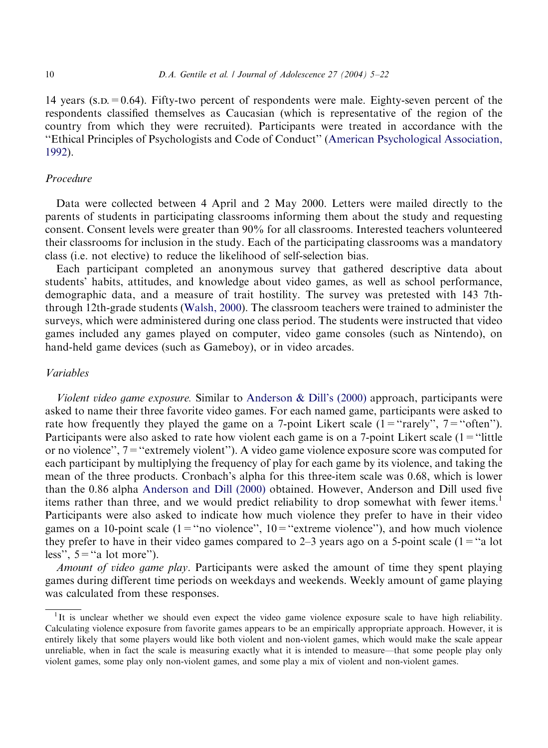14 years (S.D. = 0.64). Fifty-two percent of respondents were male. Eighty-seven percent of the respondents classified themselves as Caucasian (which is representative of the region of the country from which they were recruited). Participants were treated in accordance with the "Ethical Principles of Psychologists and Code of Conduct" (American Psychological Association, 1992).

### *Procedure*

Data were collected between 4 April and 2 May 2000. Letters were mailed directly to the parents of students in participating classrooms informing them about the study and requesting consent. Consent levels were greater than 90% for all classrooms. Interested teachers volunteered their classrooms for inclusion in the study. Each of the participating classrooms was a mandatory class (i.e. not elective) to reduce the likelihood of self-selection bias.

Each participant completed an anonymous survey that gathered descriptive data about students' habits, attitudes, and knowledge about video games, as well as school performance, demographic data, and a measure of trait hostility. The survey was pretested with 143 7th-through 12th-grade students (Walsh, 2000). The classroom teachers were trained to administer the surveys, which were administered during one class period. The students were instructed that video games included any games played on computer, video game consoles (such as Nintendo), on hand-held game devices (such as Gameboy), or in video arcades.

### *Variables*

*Violent video game exposure.* Similar to Anderson & Dill's (2000) approach, participants were asked to name their three favorite video games. For each named game, participants were asked to rate how frequently they played the game on a 7-point Likert scale (1 = "rarely", 7 = "often"). Participants were also asked to rate how violent each game is on a 7-point Likert scale (1 = "little or no violence", 7 = "extremely violent"). A video game violence exposure score was computed for each participant by multiplying the frequency of play for each game by its violence, and taking the mean of the three products. Cronbach's alpha for this three-item scale was 0.68, which is lower than the 0.86 alpha Anderson and Dill (2000) obtained. However, Anderson and Dill used five items rather than three, and we would predict reliability to drop somewhat with fewer items.[1] Participants were also asked to indicate how much violence they prefer to have in their video games on a 10-point scale (1 = "no violence", 10 = "extreme violence"), and how much violence they prefer to have in their video games compared to 2–3 years ago on a 5-point scale (1 = "a lot less", 5 = "a lot more").

*Amount of video game play*. Participants were asked the amount of time they spent playing games during different time periods on weekdays and weekends. Weekly amount of game playing was calculated from these responses.

---

[1] It is unclear whether we should even expect the video game violence exposure scale to have high reliability. Calculating violence exposure from favorite games appears to be an empirically appropriate approach. However, it is entirely likely that some players would like both violent and non-violent games, which would make the scale appear unreliable, when in fact the scale is measuring exactly what it is intended to measure—that some people play only violent games, some play only non-violent games, and some play a mix of violent and non-violent games.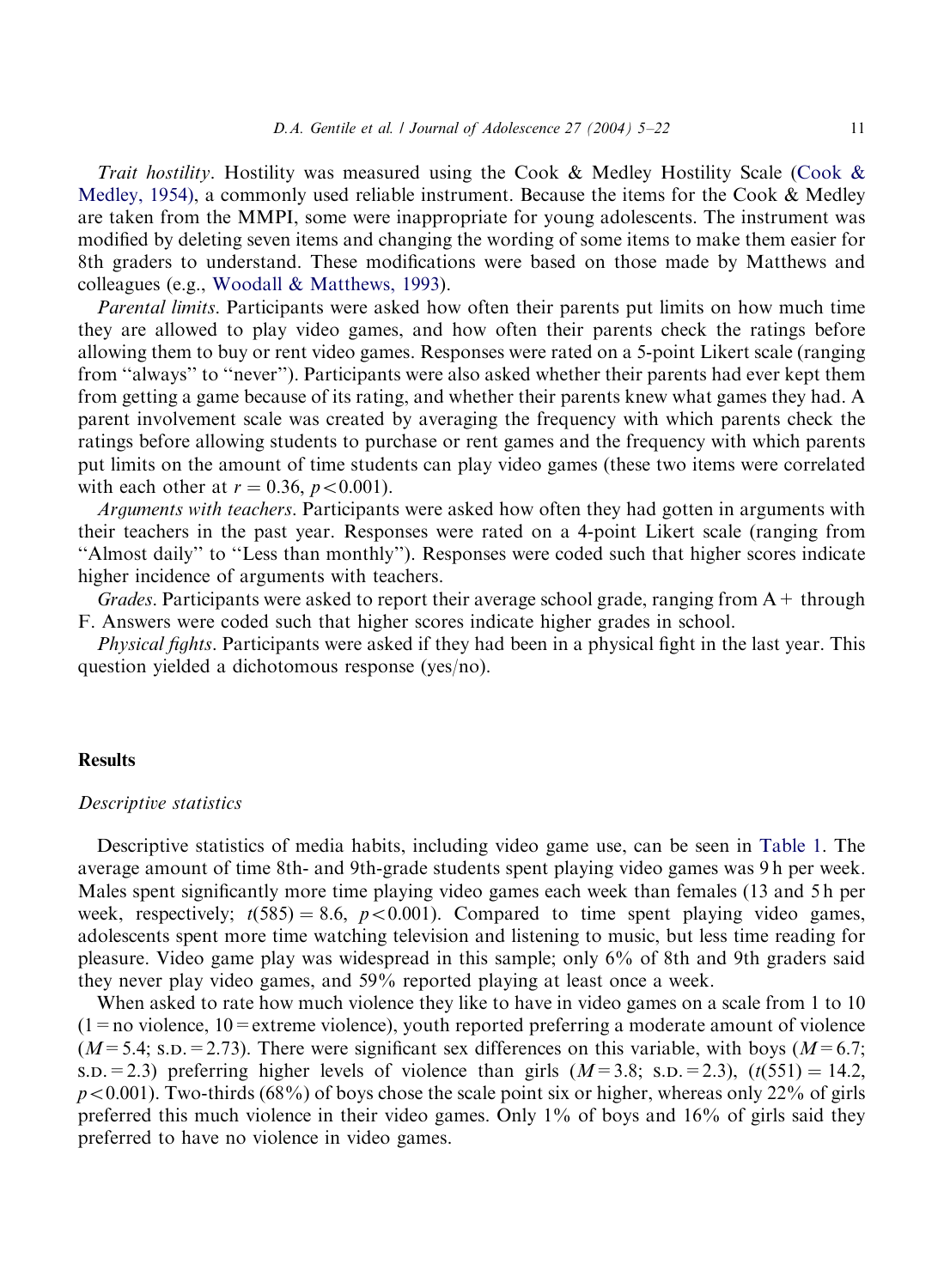*Trait hostility*. Hostility was measured using the Cook & Medley Hostility Scale (Cook & Medley, 1954), a commonly used reliable instrument. Because the items for the Cook & Medley are taken from the MMPI, some were inappropriate for young adolescents. The instrument was modified by deleting seven items and changing the wording of some items to make them easier for 8th graders to understand. These modifications were based on those made by Matthews and colleagues (e.g., Woodall & Matthews, 1993).

*Parental limits*. Participants were asked how often their parents put limits on how much time they are allowed to play video games, and how often their parents check the ratings before allowing them to buy or rent video games. Responses were rated on a 5-point Likert scale (ranging from "always" to "never"). Participants were also asked whether their parents had ever kept them from getting a game because of its rating, and whether their parents knew what games they had. A parent involvement scale was created by averaging the frequency with which parents check the ratings before allowing students to purchase or rent games and the frequency with which parents put limits on the amount of time students can play video games (these two items were correlated with each other at $r = 0.36$, $p < 0.001$).

*Arguments with teachers*. Participants were asked how often they had gotten in arguments with their teachers in the past year. Responses were rated on a 4-point Likert scale (ranging from "Almost daily" to "Less than monthly"). Responses were coded such that higher scores indicate higher incidence of arguments with teachers.

*Grades*. Participants were asked to report their average school grade, ranging from A+ through F. Answers were coded such that higher scores indicate higher grades in school.

*Physical fights*. Participants were asked if they had been in a physical fight in the last year. This question yielded a dichotomous response (yes/no).

## Results

### *Descriptive statistics*

Descriptive statistics of media habits, including video game use, can be seen in Table 1. The average amount of time 8th- and 9th-grade students spent playing video games was 9 h per week. Males spent significantly more time playing video games each week than females (13 and 5 h per week, respectively; $t(585) = 8.6$, $p < 0.001$). Compared to time spent playing video games, adolescents spent more time watching television and listening to music, but less time reading for pleasure. Video game play was widespread in this sample; only 6% of 8th and 9th graders said they never play video games, and 59% reported playing at least once a week.

When asked to rate how much violence they like to have in video games on a scale from 1 to 10 (1 = no violence, 10 = extreme violence), youth reported preferring a moderate amount of violence ($M = 5.4$; S.D. = 2.73). There were significant sex differences on this variable, with boys ($M = 6.7$; S.D. = 2.3) preferring higher levels of violence than girls ($M = 3.8$; S.D. = 2.3), ($t(551) = 14.2$, $p < 0.001$). Two-thirds (68%) of boys chose the scale point six or higher, whereas only 22% of girls preferred this much violence in their video games. Only 1% of boys and 16% of girls said they preferred to have no violence in video games.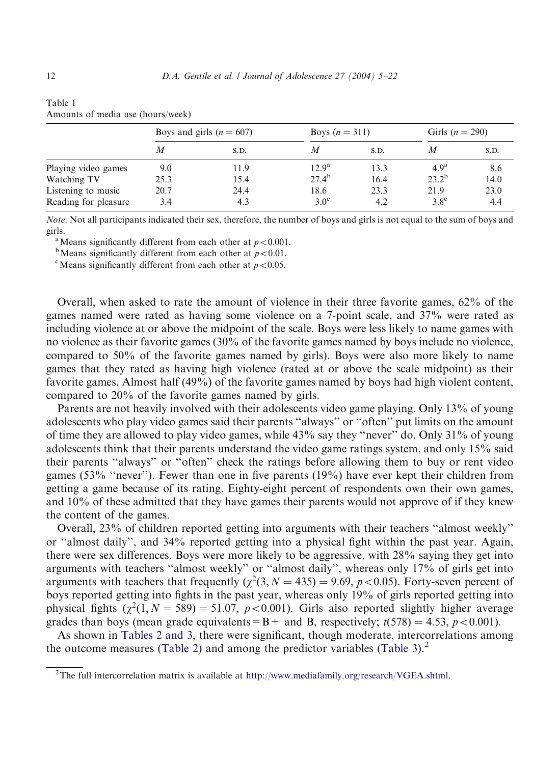Table 1
Amounts of media use (hours/week)

| | Boys and girls ($n = 607$) | | Boys ($n = 311$) | | Girls ($n = 290$) | |
|---|---|---|---|---|---|---|
| | $M$ | S.D. | $M$ | S.D. | $M$ | S.D. |
| Playing video games | 9.0 | 11.9 | 12.9[a] | 13.3 | 4.9[a] | 8.6 |
| Watching TV | 25.3 | 15.4 | 27.4[b] | 16.4 | 23.2[b] | 14.0 |
| Listening to music | 20.7 | 24.4 | 18.6 | 23.3 | 21.9 | 23.0 |
| Reading for pleasure | 3.4 | 4.3 | 3.0[c] | 4.2 | 3.8[c] | 4.4 |

*Note*. Not all participants indicated their sex, therefore, the number of boys and girls is not equal to the sum of boys and girls.

[a] Means significantly different from each other at $p < 0.001$.

[b] Means significantly different from each other at $p < 0.01$.

[c] Means significantly different from each other at $p < 0.05$.

Overall, when asked to rate the amount of violence in their three favorite games, 62% of the games named were rated as having some violence on a 7-point scale, and 37% were rated as including violence at or above the midpoint of the scale. Boys were less likely to name games with no violence as their favorite games (30% of the favorite games named by boys include no violence, compared to 50% of the favorite games named by girls). Boys were also more likely to name games that they rated as having high violence (rated at or above the scale midpoint) as their favorite games. Almost half (49%) of the favorite games named by boys had high violent content, compared to 20% of the favorite games named by girls.

Parents are not heavily involved with their adolescents video game playing. Only 13% of young adolescents who play video games said their parents "always" or "often" put limits on the amount of time they are allowed to play video games, while 43% say they "never" do. Only 31% of young adolescents think that their parents understand the video game ratings system, and only 15% said their parents "always" or "often" check the ratings before allowing them to buy or rent video games (53% "never"). Fewer than one in five parents (19%) have ever kept their children from getting a game because of its rating. Eighty-eight percent of respondents own their own games, and 10% of these admitted that they have games their parents would not approve of if they knew the content of the games.

Overall, 23% of children reported getting into arguments with their teachers "almost weekly" or "almost daily", and 34% reported getting into a physical fight within the past year. Again, there were sex differences. Boys were more likely to be aggressive, with 28% saying they get into arguments with teachers "almost weekly" or "almost daily", whereas only 17% of girls get into arguments with teachers that frequently ($\chi^2(3, N = 435) = 9.69$, $p < 0.05$). Forty-seven percent of boys reported getting into fights in the past year, whereas only 19% of girls reported getting into physical fights ($\chi^2(1, N = 589) = 51.07$, $p < 0.001$). Girls also reported slightly higher average grades than boys (mean grade equivalents = B+ and B, respectively; $t(578) = 4.53$, $p < 0.001$).

As shown in Tables 2 and 3, there were significant, though moderate, intercorrelations among the outcome measures (Table 2) and among the predictor variables (Table 3).[2]

[2] The full intercorrelation matrix is available at http://www.mediafamily.org/research/VGEA.shtml.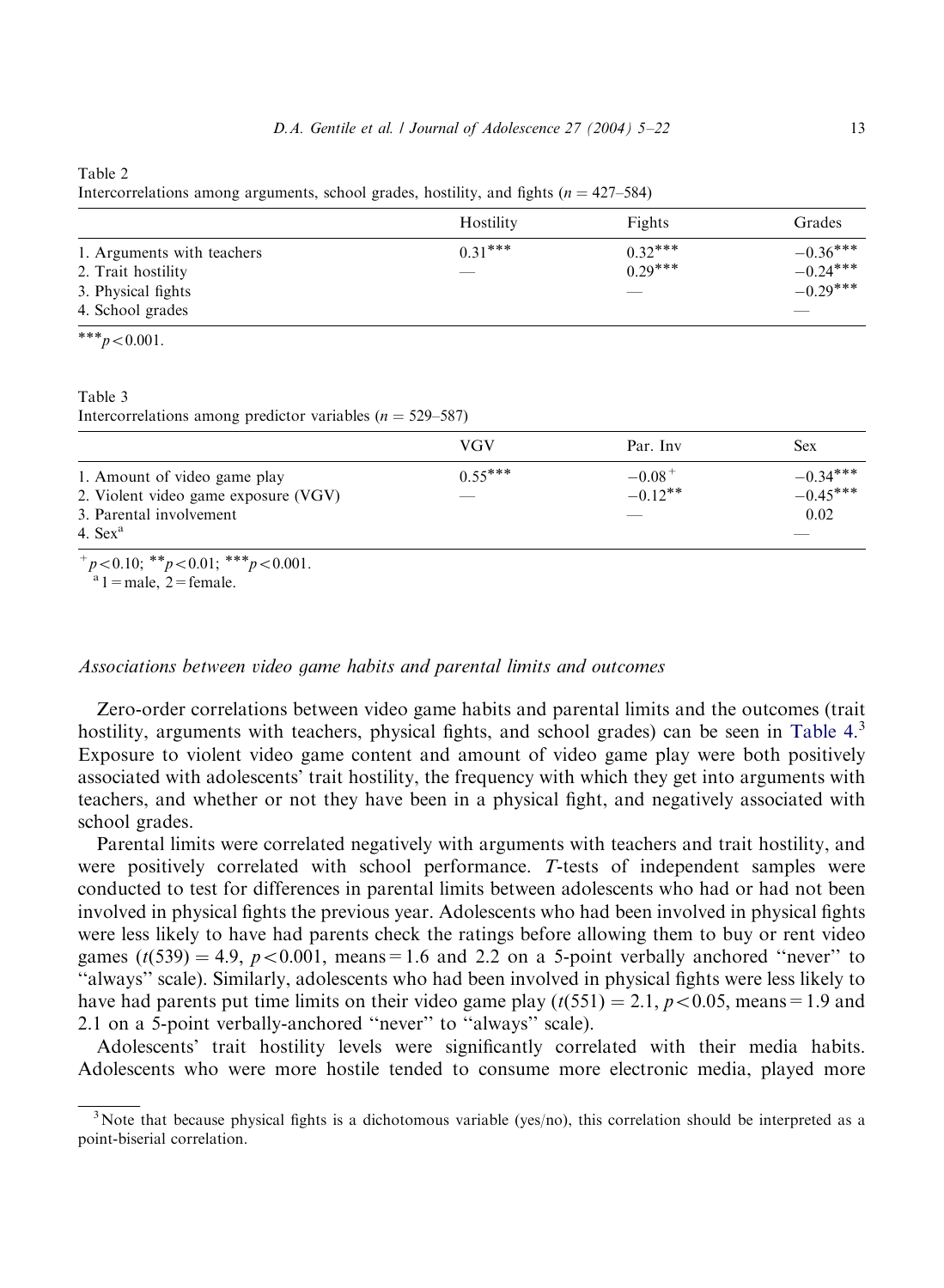Table 2
Intercorrelations among arguments, school grades, hostility, and fights ($n = 427–584$)

| | Hostility | Fights | Grades |
|---|---|---|---|
| 1. Arguments with teachers | 0.31*** | 0.32*** | −0.36*** |
| 2. Trait hostility | — | 0.29*** | −0.24*** |
| 3. Physical fights | | — | −0.29*** |
| 4. School grades | | | — |

***$p < 0.001$.

Table 3
Intercorrelations among predictor variables ($n = 529–587$)

| | VGV | Par. Inv | Sex |
|---|---|---|---|
| 1. Amount of video game play | 0.55*** | −0.08+ | −0.34*** |
| 2. Violent video game exposure (VGV) | — | −0.12** | −0.45*** |
| 3. Parental involvement | | — | 0.02 |
| 4. Sex[a] | | | — |

+$p < 0.10$; **$p < 0.01$; ***$p < 0.001$.

[a] 1 = male, 2 = female.

### *Associations between video game habits and parental limits and outcomes*

Zero-order correlations between video game habits and parental limits and the outcomes (trait hostility, arguments with teachers, physical fights, and school grades) can be seen in Table 4.[3] Exposure to violent video game content and amount of video game play were both positively associated with adolescents' trait hostility, the frequency with which they get into arguments with teachers, and whether or not they have been in a physical fight, and negatively associated with school grades.

Parental limits were correlated negatively with arguments with teachers and trait hostility, and were positively correlated with school performance. *T*-tests of independent samples were conducted to test for differences in parental limits between adolescents who had or had not been involved in physical fights the previous year. Adolescents who had been involved in physical fights were less likely to have had parents check the ratings before allowing them to buy or rent video games ($t(539) = 4.9$, $p < 0.001$, means = 1.6 and 2.2 on a 5-point verbally anchored "never" to "always" scale). Similarly, adolescents who had been involved in physical fights were less likely to have had parents put time limits on their video game play ($t(551) = 2.1$, $p < 0.05$, means = 1.9 and 2.1 on a 5-point verbally-anchored "never" to "always" scale).

Adolescents' trait hostility levels were significantly correlated with their media habits. Adolescents who were more hostile tended to consume more electronic media, played more

[3] Note that because physical fights is a dichotomous variable (yes/no), this correlation should be interpreted as a point-biserial correlation.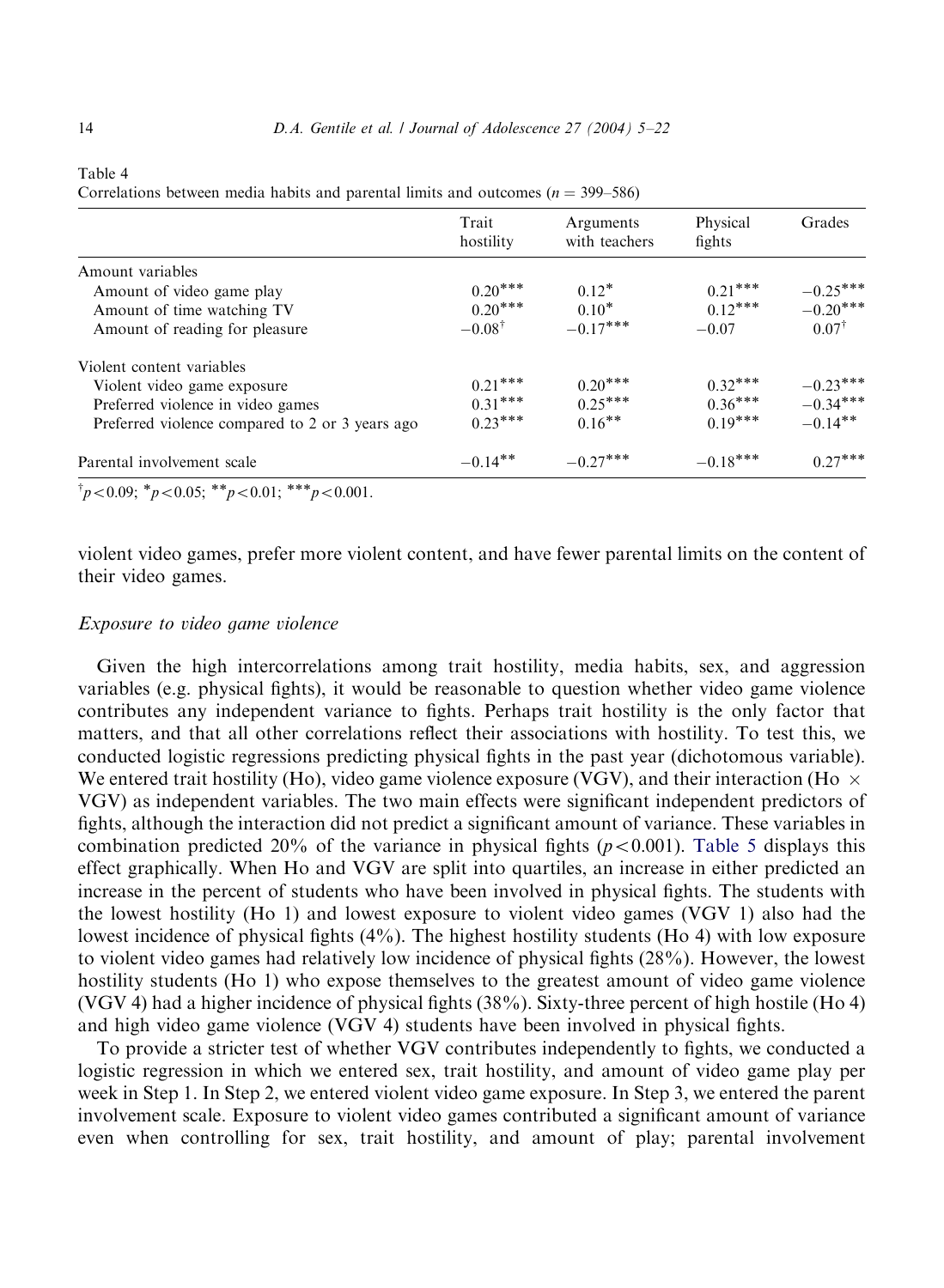Table 4
Correlations between media habits and parental limits and outcomes ($n = 399$–$586$)

| | Trait hostility | Arguments with teachers | Physical fights | Grades |
|---|---|---|---|---|
| Amount variables | | | | |
| Amount of video game play | $0.20^{***}$ | $0.12^{*}$ | $0.21^{***}$ | $-0.25^{***}$ |
| Amount of time watching TV | $0.20^{***}$ | $0.10^{*}$ | $0.12^{***}$ | $-0.20^{***}$ |
| Amount of reading for pleasure | $-0.08^{\dagger}$ | $-0.17^{***}$ | $-0.07$ | $0.07^{\dagger}$ |
| Violent content variables | | | | |
| Violent video game exposure | $0.21^{***}$ | $0.20^{***}$ | $0.32^{***}$ | $-0.23^{***}$ |
| Preferred violence in video games | $0.31^{***}$ | $0.25^{***}$ | $0.36^{***}$ | $-0.34^{***}$ |
| Preferred violence compared to 2 or 3 years ago | $0.23^{***}$ | $0.16^{**}$ | $0.19^{***}$ | $-0.14^{**}$ |
| Parental involvement scale | $-0.14^{**}$ | $-0.27^{***}$ | $-0.18^{***}$ | $0.27^{***}$ |

$^{\dagger}p<0.09$; $^{*}p<0.05$; $^{**}p<0.01$; $^{***}p<0.001$.

violent video games, prefer more violent content, and have fewer parental limits on the content of their video games.

### *Exposure to video game violence*

Given the high intercorrelations among trait hostility, media habits, sex, and aggression variables (e.g. physical fights), it would be reasonable to question whether video game violence contributes any independent variance to fights. Perhaps trait hostility is the only factor that matters, and that all other correlations reflect their associations with hostility. To test this, we conducted logistic regressions predicting physical fights in the past year (dichotomous variable). We entered trait hostility (Ho), video game violence exposure (VGV), and their interaction (Ho $\times$ VGV) as independent variables. The two main effects were significant independent predictors of fights, although the interaction did not predict a significant amount of variance. These variables in combination predicted 20% of the variance in physical fights ($p<0.001$). Table 5 displays this effect graphically. When Ho and VGV are split into quartiles, an increase in either predicted an increase in the percent of students who have been involved in physical fights. The students with the lowest hostility (Ho 1) and lowest exposure to violent video games (VGV 1) also had the lowest incidence of physical fights (4%). The highest hostility students (Ho 4) with low exposure to violent video games had relatively low incidence of physical fights (28%). However, the lowest hostility students (Ho 1) who expose themselves to the greatest amount of video game violence (VGV 4) had a higher incidence of physical fights (38%). Sixty-three percent of high hostile (Ho 4) and high video game violence (VGV 4) students have been involved in physical fights.

To provide a stricter test of whether VGV contributes independently to fights, we conducted a logistic regression in which we entered sex, trait hostility, and amount of video game play per week in Step 1. In Step 2, we entered violent video game exposure. In Step 3, we entered the parent involvement scale. Exposure to violent video games contributed a significant amount of variance even when controlling for sex, trait hostility, and amount of play; parental involvement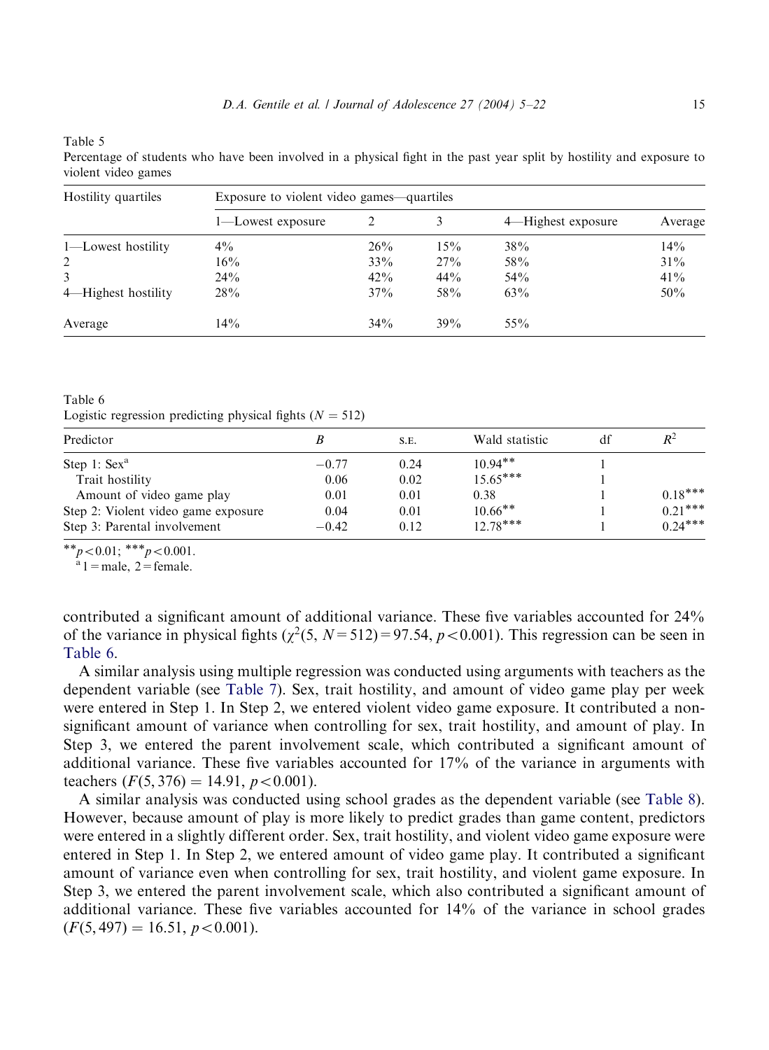Table 5
Percentage of students who have been involved in a physical fight in the past year split by hostility and exposure to violent video games

| Hostility quartiles | Exposure to violent video games—quartiles | | | | |
|---|---|---|---|---|---|
| | 1—Lowest exposure | 2 | 3 | 4—Highest exposure | Average |
| 1—Lowest hostility | 4% | 26% | 15% | 38% | 14% |
| 2 | 16% | 33% | 27% | 58% | 31% |
| 3 | 24% | 42% | 44% | 54% | 41% |
| 4—Highest hostility | 28% | 37% | 58% | 63% | 50% |
| Average | 14% | 34% | 39% | 55% | |

Table 6
Logistic regression predicting physical fights ($N = 512$)

| Predictor | $B$ | S.E. | Wald statistic | df | $R^2$ |
|---|---|---|---|---|---|
| Step 1: Sex[a] | −0.77 | 0.24 | 10.94** | 1 | |
| Trait hostility | 0.06 | 0.02 | 15.65*** | 1 | |
| Amount of video game play | 0.01 | 0.01 | 0.38 | 1 | 0.18*** |
| Step 2: Violent video game exposure | 0.04 | 0.01 | 10.66** | 1 | 0.21*** |
| Step 3: Parental involvement | −0.42 | 0.12 | 12.78*** | 1 | 0.24*** |

**$p < 0.01$; ***$p < 0.001$.
[a] 1 = male, 2 = female.

contributed a significant amount of additional variance. These five variables accounted for 24% of the variance in physical fights ($\chi^2(5, N = 512) = 97.54$, $p < 0.001$). This regression can be seen in Table 6.

A similar analysis using multiple regression was conducted using arguments with teachers as the dependent variable (see Table 7). Sex, trait hostility, and amount of video game play per week were entered in Step 1. In Step 2, we entered violent video game exposure. It contributed a non-significant amount of variance when controlling for sex, trait hostility, and amount of play. In Step 3, we entered the parent involvement scale, which contributed a significant amount of additional variance. These five variables accounted for 17% of the variance in arguments with teachers ($F(5, 376) = 14.91$, $p < 0.001$).

A similar analysis was conducted using school grades as the dependent variable (see Table 8). However, because amount of play is more likely to predict grades than game content, predictors were entered in a slightly different order. Sex, trait hostility, and violent video game exposure were entered in Step 1. In Step 2, we entered amount of video game play. It contributed a significant amount of variance even when controlling for sex, trait hostility, and violent game exposure. In Step 3, we entered the parent involvement scale, which also contributed a significant amount of additional variance. These five variables accounted for 14% of the variance in school grades ($F(5, 497) = 16.51$, $p < 0.001$).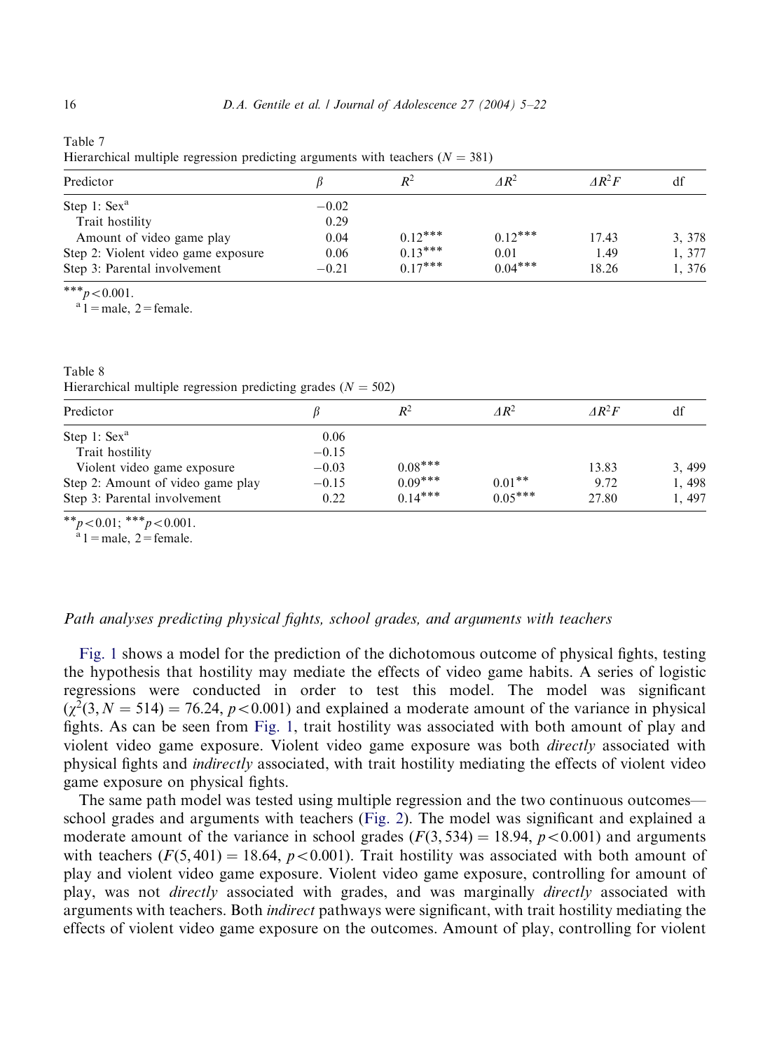Table 7
Hierarchical multiple regression predicting arguments with teachers ($N = 381$)

| Predictor | $\beta$ | $R^2$ | $\Delta R^2$ | $\Delta R^2 F$ | df |
|---|---|---|---|---|---|
| Step 1: Sex[a] | −0.02 | | | | |
| Trait hostility | 0.29 | | | | |
| Amount of video game play | 0.04 | $0.12^{***}$ | $0.12^{***}$ | 17.43 | 3, 378 |
| Step 2: Violent video game exposure | 0.06 | $0.13^{***}$ | 0.01 | 1.49 | 1, 377 |
| Step 3: Parental involvement | −0.21 | $0.17^{***}$ | $0.04^{***}$ | 18.26 | 1, 376 |

$^{***}p < 0.001$.
[a] 1 = male, 2 = female.

Table 8
Hierarchical multiple regression predicting grades ($N = 502$)

| Predictor | $\beta$ | $R^2$ | $\Delta R^2$ | $\Delta R^2 F$ | df |
|---|---|---|---|---|---|
| Step 1: Sex[a] | 0.06 | | | | |
| Trait hostility | −0.15 | | | | |
| Violent video game exposure | −0.03 | $0.08^{***}$ | | 13.83 | 3, 499 |
| Step 2: Amount of video game play | −0.15 | $0.09^{***}$ | $0.01^{**}$ | 9.72 | 1, 498 |
| Step 3: Parental involvement | 0.22 | $0.14^{***}$ | $0.05^{***}$ | 27.80 | 1, 497 |

$^{**}p < 0.01$; $^{***}p < 0.001$.
[a] 1 = male, 2 = female.

### *Path analyses predicting physical fights, school grades, and arguments with teachers*

Fig. 1 shows a model for the prediction of the dichotomous outcome of physical fights, testing the hypothesis that hostility may mediate the effects of video game habits. A series of logistic regressions were conducted in order to test this model. The model was significant ($\chi^2(3, N = 514) = 76.24$, $p < 0.001$) and explained a moderate amount of the variance in physical fights. As can be seen from Fig. 1, trait hostility was associated with both amount of play and violent video game exposure. Violent video game exposure was both *directly* associated with physical fights and *indirectly* associated, with trait hostility mediating the effects of violent video game exposure on physical fights.

The same path model was tested using multiple regression and the two continuous outcomes—school grades and arguments with teachers (Fig. 2). The model was significant and explained a moderate amount of the variance in school grades ($F(3, 534) = 18.94$, $p < 0.001$) and arguments with teachers ($F(5, 401) = 18.64$, $p < 0.001$). Trait hostility was associated with both amount of play and violent video game exposure. Violent video game exposure, controlling for amount of play, was not *directly* associated with grades, and was marginally *directly* associated with arguments with teachers. Both *indirect* pathways were significant, with trait hostility mediating the effects of violent video game exposure on the outcomes. Amount of play, controlling for violent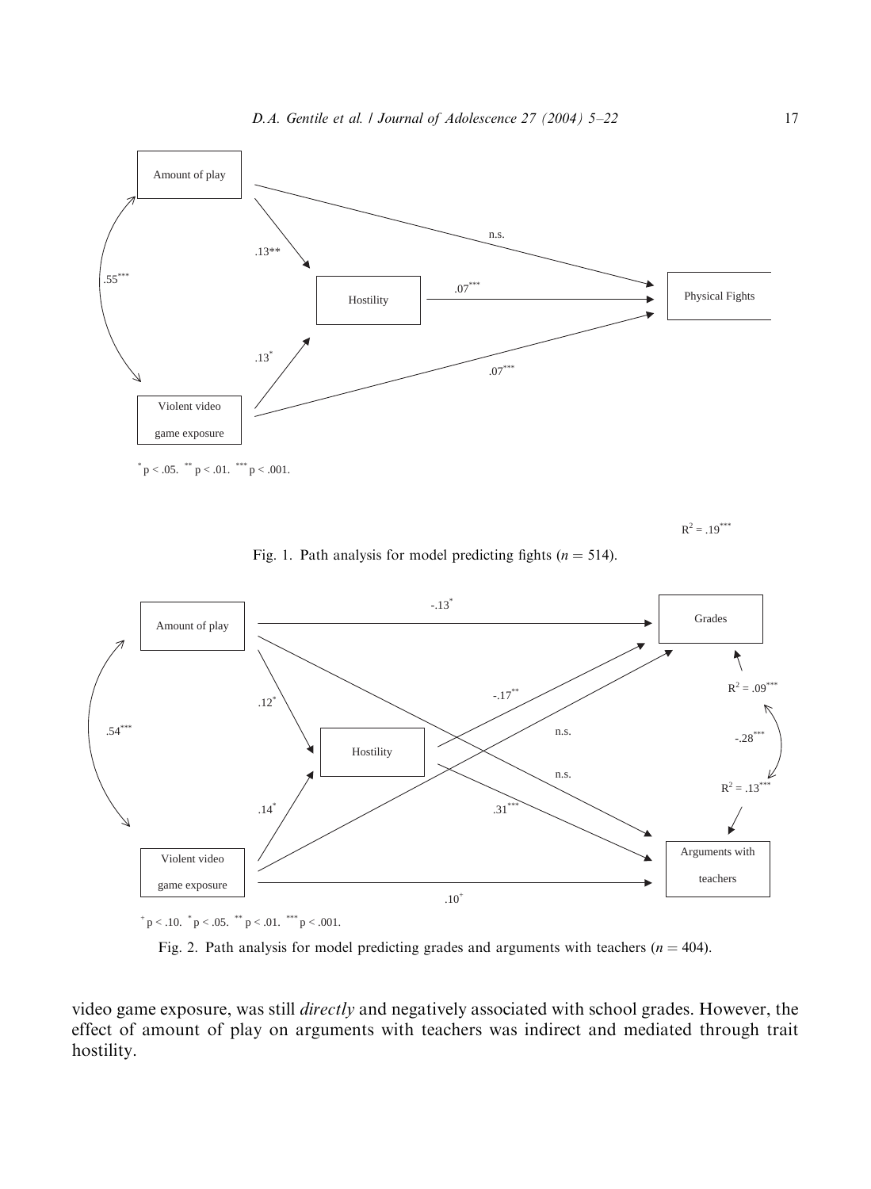$^{*}p < .05$. $^{**}p < .01$. $^{***}p < .001$.

$R^2 = .19^{***}$

Fig. 1. Path analysis for model predicting fights ($n = 514$).

$^{+}p < .10$. $^{*}p < .05$. $^{**}p < .01$. $^{***}p < .001$.

Fig. 2. Path analysis for model predicting grades and arguments with teachers ($n = 404$).

video game exposure, was still *directly* and negatively associated with school grades. However, the effect of amount of play on arguments with teachers was indirect and mediated through trait hostility.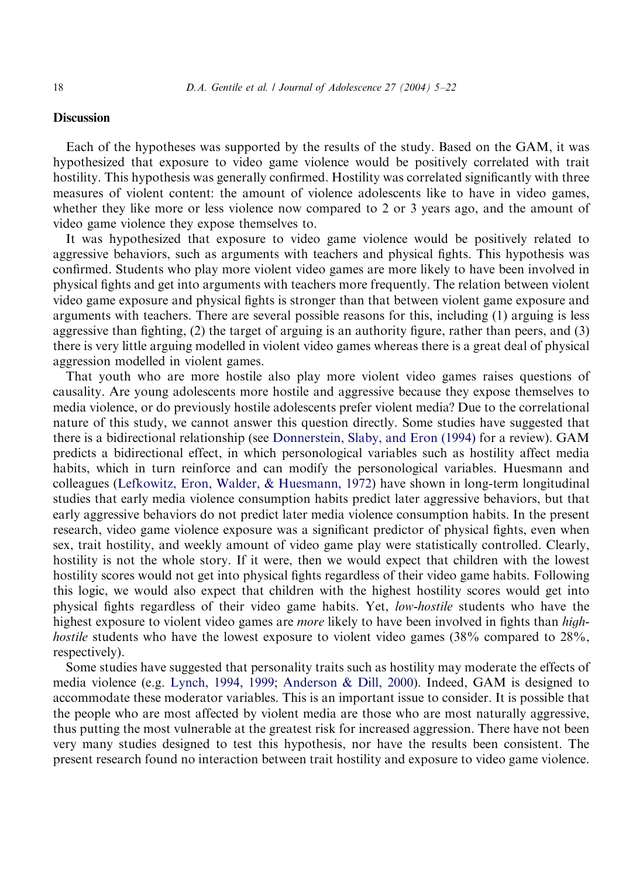## Discussion

Each of the hypotheses was supported by the results of the study. Based on the GAM, it was hypothesized that exposure to video game violence would be positively correlated with trait hostility. This hypothesis was generally confirmed. Hostility was correlated significantly with three measures of violent content: the amount of violence adolescents like to have in video games, whether they like more or less violence now compared to 2 or 3 years ago, and the amount of video game violence they expose themselves to.

It was hypothesized that exposure to video game violence would be positively related to aggressive behaviors, such as arguments with teachers and physical fights. This hypothesis was confirmed. Students who play more violent video games are more likely to have been involved in physical fights and get into arguments with teachers more frequently. The relation between violent video game exposure and physical fights is stronger than that between violent game exposure and arguments with teachers. There are several possible reasons for this, including (1) arguing is less aggressive than fighting, (2) the target of arguing is an authority figure, rather than peers, and (3) there is very little arguing modelled in violent video games whereas there is a great deal of physical aggression modelled in violent games.

That youth who are more hostile also play more violent video games raises questions of causality. Are young adolescents more hostile and aggressive because they expose themselves to media violence, or do previously hostile adolescents prefer violent media? Due to the correlational nature of this study, we cannot answer this question directly. Some studies have suggested that there is a bidirectional relationship (see Donnerstein, Slaby, and Eron (1994) for a review). GAM predicts a bidirectional effect, in which personological variables such as hostility affect media habits, which in turn reinforce and can modify the personological variables. Huesmann and colleagues (Lefkowitz, Eron, Walder, & Huesmann, 1972) have shown in long-term longitudinal studies that early media violence consumption habits predict later aggressive behaviors, but that early aggressive behaviors do not predict later media violence consumption habits. In the present research, video game violence exposure was a significant predictor of physical fights, even when sex, trait hostility, and weekly amount of video game play were statistically controlled. Clearly, hostility is not the whole story. If it were, then we would expect that children with the lowest hostility scores would not get into physical fights regardless of their video game habits. Following this logic, we would also expect that children with the highest hostility scores would get into physical fights regardless of their video game habits. Yet, *low-hostile* students who have the highest exposure to violent video games are *more* likely to have been involved in fights than *high-hostile* students who have the lowest exposure to violent video games (38% compared to 28%, respectively).

Some studies have suggested that personality traits such as hostility may moderate the effects of media violence (e.g. Lynch, 1994, 1999; Anderson & Dill, 2000). Indeed, GAM is designed to accommodate these moderator variables. This is an important issue to consider. It is possible that the people who are most affected by violent media are those who are most naturally aggressive, thus putting the most vulnerable at the greatest risk for increased aggression. There have not been very many studies designed to test this hypothesis, nor have the results been consistent. The present research found no interaction between trait hostility and exposure to video game violence.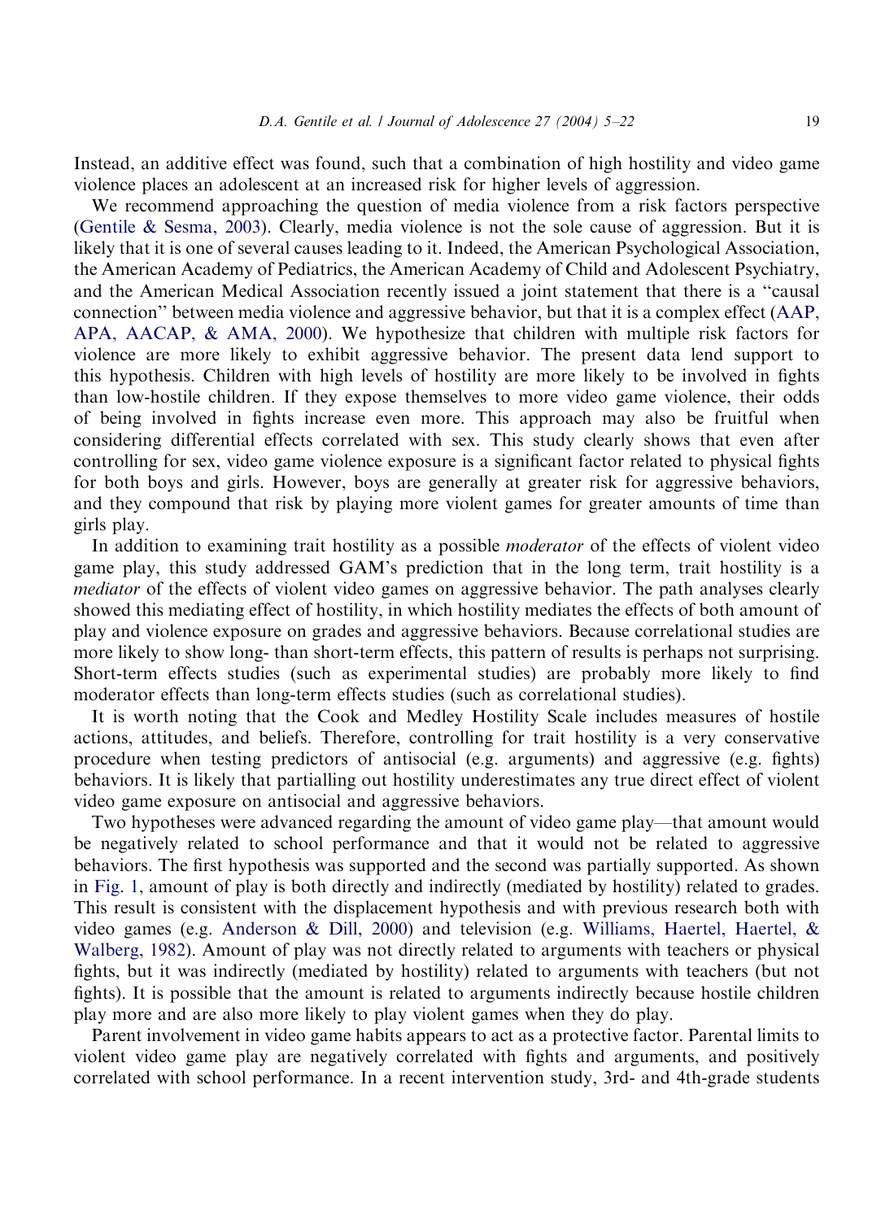Instead, an additive effect was found, such that a combination of high hostility and video game violence places an adolescent at an increased risk for higher levels of aggression.

We recommend approaching the question of media violence from a risk factors perspective (Gentile & Sesma, 2003). Clearly, media violence is not the sole cause of aggression. But it is likely that it is one of several causes leading to it. Indeed, the American Psychological Association, the American Academy of Pediatrics, the American Academy of Child and Adolescent Psychiatry, and the American Medical Association recently issued a joint statement that there is a "causal connection" between media violence and aggressive behavior, but that it is a complex effect (AAP, APA, AACAP, & AMA, 2000). We hypothesize that children with multiple risk factors for violence are more likely to exhibit aggressive behavior. The present data lend support to this hypothesis. Children with high levels of hostility are more likely to be involved in fights than low-hostile children. If they expose themselves to more video game violence, their odds of being involved in fights increase even more. This approach may also be fruitful when considering differential effects correlated with sex. This study clearly shows that even after controlling for sex, video game violence exposure is a significant factor related to physical fights for both boys and girls. However, boys are generally at greater risk for aggressive behaviors, and they compound that risk by playing more violent games for greater amounts of time than girls play.

In addition to examining trait hostility as a possible *moderator* of the effects of violent video game play, this study addressed GAM's prediction that in the long term, trait hostility is a *mediator* of the effects of violent video games on aggressive behavior. The path analyses clearly showed this mediating effect of hostility, in which hostility mediates the effects of both amount of play and violence exposure on grades and aggressive behaviors. Because correlational studies are more likely to show long- than short-term effects, this pattern of results is perhaps not surprising. Short-term effects studies (such as experimental studies) are probably more likely to find moderator effects than long-term effects studies (such as correlational studies).

It is worth noting that the Cook and Medley Hostility Scale includes measures of hostile actions, attitudes, and beliefs. Therefore, controlling for trait hostility is a very conservative procedure when testing predictors of antisocial (e.g. arguments) and aggressive (e.g. fights) behaviors. It is likely that partialling out hostility underestimates any true direct effect of violent video game exposure on antisocial and aggressive behaviors.

Two hypotheses were advanced regarding the amount of video game play—that amount would be negatively related to school performance and that it would not be related to aggressive behaviors. The first hypothesis was supported and the second was partially supported. As shown in Fig. 1, amount of play is both directly and indirectly (mediated by hostility) related to grades. This result is consistent with the displacement hypothesis and with previous research both with video games (e.g. Anderson & Dill, 2000) and television (e.g. Williams, Haertel, Haertel, & Walberg, 1982). Amount of play was not directly related to arguments with teachers or physical fights, but it was indirectly (mediated by hostility) related to arguments with teachers (but not fights). It is possible that the amount is related to arguments indirectly because hostile children play more and are also more likely to play violent games when they do play.

Parent involvement in video game habits appears to act as a protective factor. Parental limits to violent video game play are negatively correlated with fights and arguments, and positively correlated with school performance. In a recent intervention study, 3rd- and 4th-grade students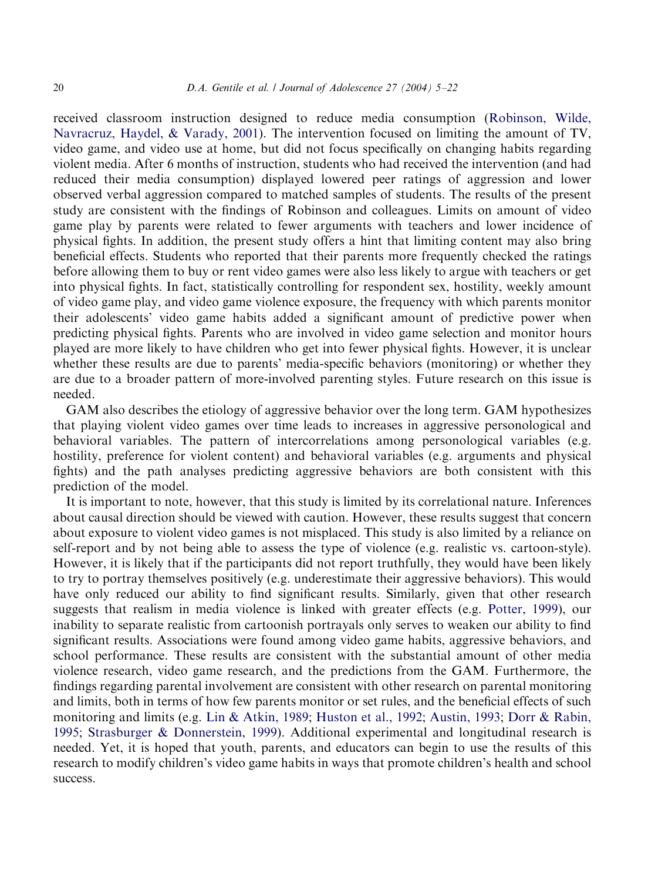received classroom instruction designed to reduce media consumption (Robinson, Wilde, Navracruz, Haydel, & Varady, 2001). The intervention focused on limiting the amount of TV, video game, and video use at home, but did not focus specifically on changing habits regarding violent media. After 6 months of instruction, students who had received the intervention (and had reduced their media consumption) displayed lowered peer ratings of aggression and lower observed verbal aggression compared to matched samples of students. The results of the present study are consistent with the findings of Robinson and colleagues. Limits on amount of video game play by parents were related to fewer arguments with teachers and lower incidence of physical fights. In addition, the present study offers a hint that limiting content may also bring beneficial effects. Students who reported that their parents more frequently checked the ratings before allowing them to buy or rent video games were also less likely to argue with teachers or get into physical fights. In fact, statistically controlling for respondent sex, hostility, weekly amount of video game play, and video game violence exposure, the frequency with which parents monitor their adolescents' video game habits added a significant amount of predictive power when predicting physical fights. Parents who are involved in video game selection and monitor hours played are more likely to have children who get into fewer physical fights. However, it is unclear whether these results are due to parents' media-specific behaviors (monitoring) or whether they are due to a broader pattern of more-involved parenting styles. Future research on this issue is needed.

GAM also describes the etiology of aggressive behavior over the long term. GAM hypothesizes that playing violent video games over time leads to increases in aggressive personological and behavioral variables. The pattern of intercorrelations among personological variables (e.g. hostility, preference for violent content) and behavioral variables (e.g. arguments and physical fights) and the path analyses predicting aggressive behaviors are both consistent with this prediction of the model.

It is important to note, however, that this study is limited by its correlational nature. Inferences about causal direction should be viewed with caution. However, these results suggest that concern about exposure to violent video games is not misplaced. This study is also limited by a reliance on self-report and by not being able to assess the type of violence (e.g. realistic vs. cartoon-style). However, it is likely that if the participants did not report truthfully, they would have been likely to try to portray themselves positively (e.g. underestimate their aggressive behaviors). This would have only reduced our ability to find significant results. Similarly, given that other research suggests that realism in media violence is linked with greater effects (e.g. Potter, 1999), our inability to separate realistic from cartoonish portrayals only serves to weaken our ability to find significant results. Associations were found among video game habits, aggressive behaviors, and school performance. These results are consistent with the substantial amount of other media violence research, video game research, and the predictions from the GAM. Furthermore, the findings regarding parental involvement are consistent with other research on parental monitoring and limits, both in terms of how few parents monitor or set rules, and the beneficial effects of such monitoring and limits (e.g. Lin & Atkin, 1989; Huston et al., 1992; Austin, 1993; Dorr & Rabin, 1995; Strasburger & Donnerstein, 1999). Additional experimental and longitudinal research is needed. Yet, it is hoped that youth, parents, and educators can begin to use the results of this research to modify children's video game habits in ways that promote children's health and school success.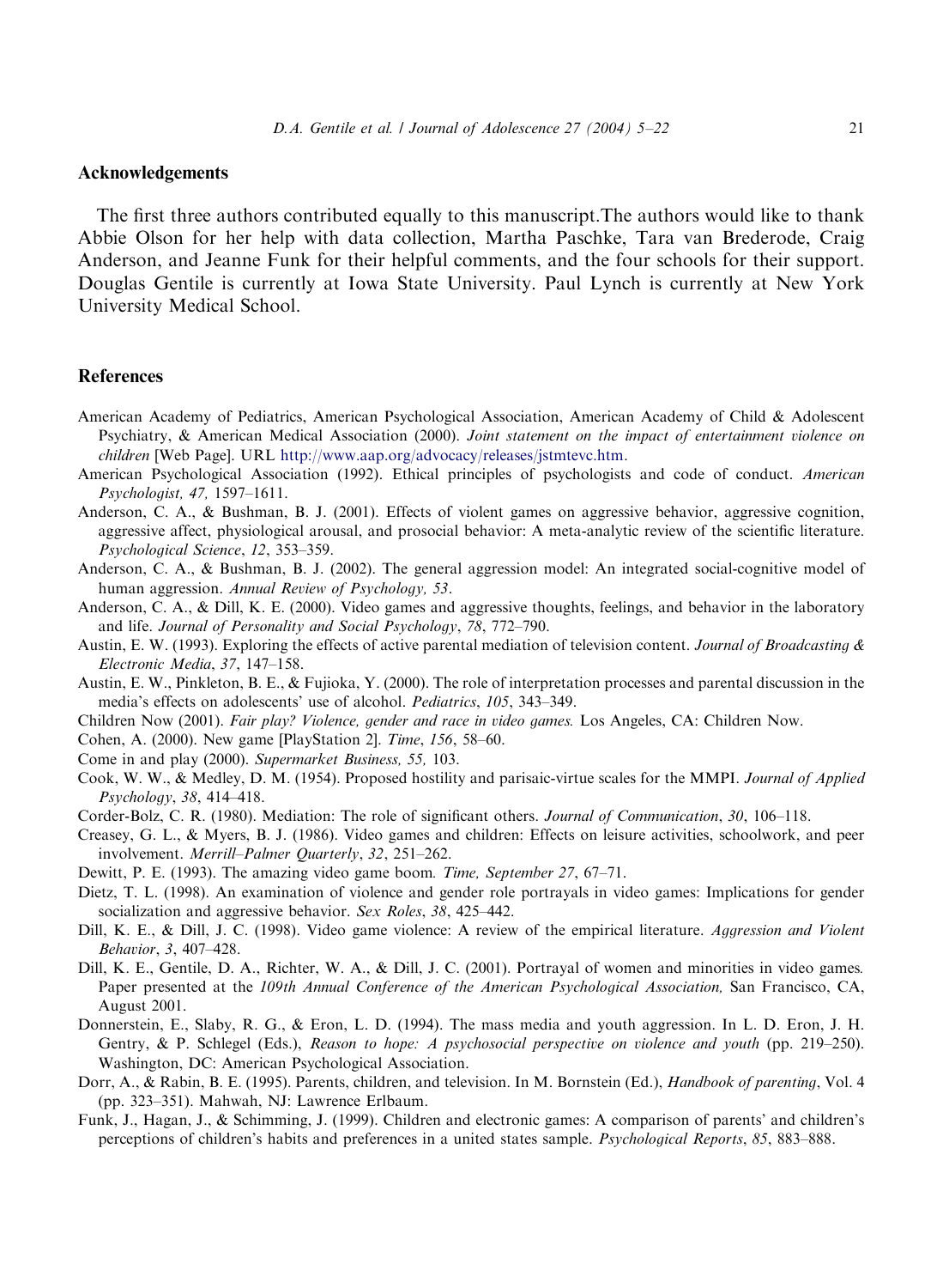## Acknowledgements

The first three authors contributed equally to this manuscript.The authors would like to thank Abbie Olson for her help with data collection, Martha Paschke, Tara van Brederode, Craig Anderson, and Jeanne Funk for their helpful comments, and the four schools for their support. Douglas Gentile is currently at Iowa State University. Paul Lynch is currently at New York University Medical School.

## References

American Academy of Pediatrics, American Psychological Association, American Academy of Child & Adolescent Psychiatry, & American Medical Association (2000). *Joint statement on the impact of entertainment violence on children* [Web Page]. URL http://www.aap.org/advocacy/releases/jstmtevc.htm.

American Psychological Association (1992). Ethical principles of psychologists and code of conduct. *American Psychologist, 47,* 1597–1611.

Anderson, C. A., & Bushman, B. J. (2001). Effects of violent games on aggressive behavior, aggressive cognition, aggressive affect, physiological arousal, and prosocial behavior: A meta-analytic review of the scientific literature. *Psychological Science*, *12*, 353–359.

Anderson, C. A., & Bushman, B. J. (2002). The general aggression model: An integrated social-cognitive model of human aggression. *Annual Review of Psychology, 53*.

Anderson, C. A., & Dill, K. E. (2000). Video games and aggressive thoughts, feelings, and behavior in the laboratory and life. *Journal of Personality and Social Psychology*, *78*, 772–790.

Austin, E. W. (1993). Exploring the effects of active parental mediation of television content. *Journal of Broadcasting & Electronic Media*, *37*, 147–158.

Austin, E. W., Pinkleton, B. E., & Fujioka, Y. (2000). The role of interpretation processes and parental discussion in the media's effects on adolescents' use of alcohol. *Pediatrics*, *105*, 343–349.

Children Now (2001). *Fair play? Violence, gender and race in video games.* Los Angeles, CA: Children Now.

Cohen, A. (2000). New game [PlayStation 2]. *Time*, *156*, 58–60.

Come in and play (2000). *Supermarket Business, 55,* 103.

Cook, W. W., & Medley, D. M. (1954). Proposed hostility and parisaic-virtue scales for the MMPI. *Journal of Applied Psychology*, *38*, 414–418.

Corder-Bolz, C. R. (1980). Mediation: The role of significant others. *Journal of Communication*, *30*, 106–118.

Creasey, G. L., & Myers, B. J. (1986). Video games and children: Effects on leisure activities, schoolwork, and peer involvement. *Merrill–Palmer Quarterly*, *32*, 251–262.

Dewitt, P. E. (1993). The amazing video game boom. *Time, September 27*, 67–71.

Dietz, T. L. (1998). An examination of violence and gender role portrayals in video games: Implications for gender socialization and aggressive behavior. *Sex Roles*, *38*, 425–442.

Dill, K. E., & Dill, J. C. (1998). Video game violence: A review of the empirical literature. *Aggression and Violent Behavior*, *3*, 407–428.

Dill, K. E., Gentile, D. A., Richter, W. A., & Dill, J. C. (2001). Portrayal of women and minorities in video games. Paper presented at the *109th Annual Conference of the American Psychological Association,* San Francisco, CA, August 2001.

Donnerstein, E., Slaby, R. G., & Eron, L. D. (1994). The mass media and youth aggression. In L. D. Eron, J. H. Gentry, & P. Schlegel (Eds.), *Reason to hope: A psychosocial perspective on violence and youth* (pp. 219–250). Washington, DC: American Psychological Association.

Dorr, A., & Rabin, B. E. (1995). Parents, children, and television. In M. Bornstein (Ed.), *Handbook of parenting*, Vol. 4 (pp. 323–351). Mahwah, NJ: Lawrence Erlbaum.

Funk, J., Hagan, J., & Schimming, J. (1999). Children and electronic games: A comparison of parents' and children's perceptions of children's habits and preferences in a united states sample. *Psychological Reports*, *85*, 883–888.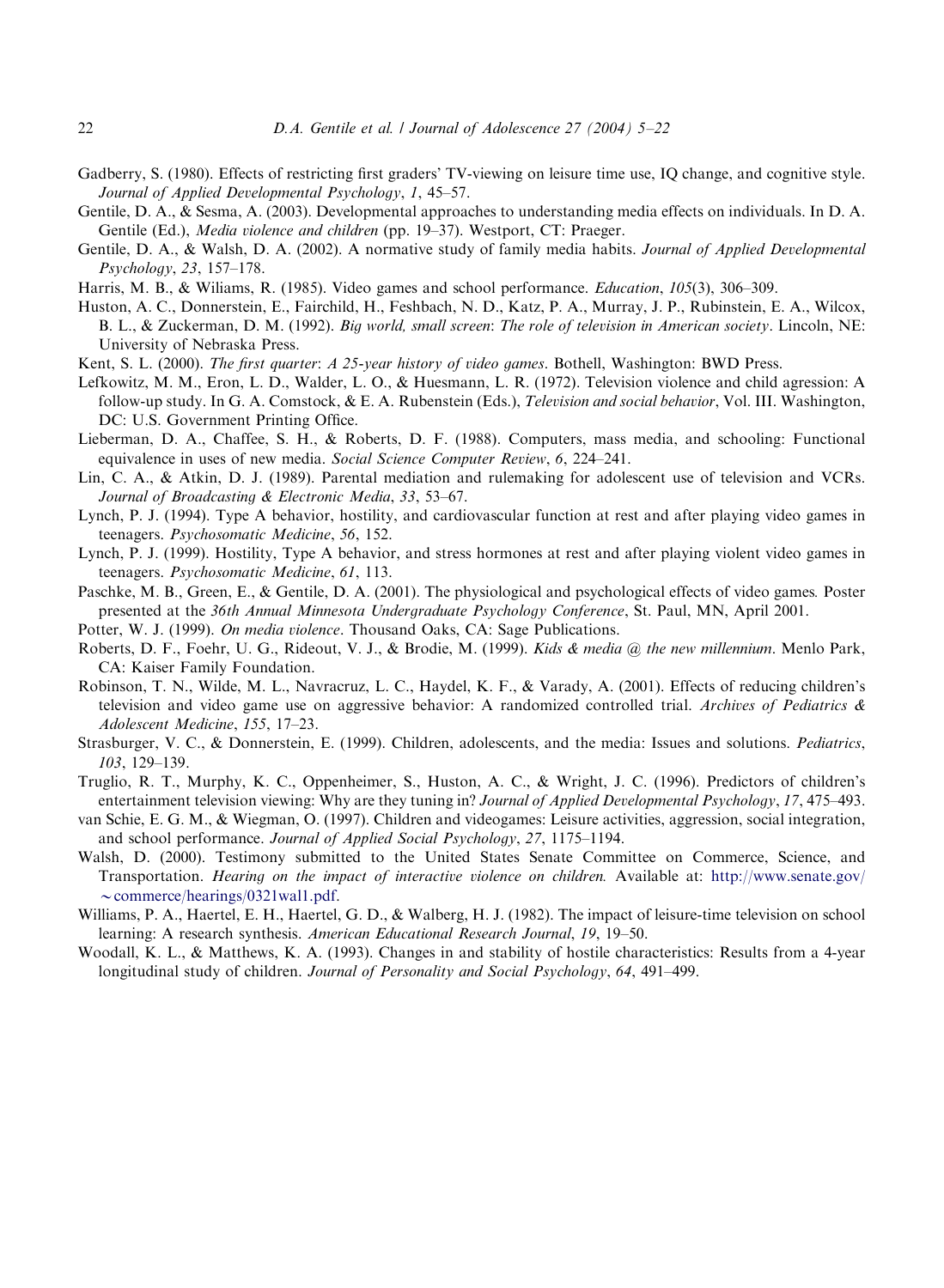Gadberry, S. (1980). Effects of restricting first graders' TV-viewing on leisure time use, IQ change, and cognitive style. *Journal of Applied Developmental Psychology*, *1*, 45–57.

Gentile, D. A., & Sesma, A. (2003). Developmental approaches to understanding media effects on individuals. In D. A. Gentile (Ed.), *Media violence and children* (pp. 19–37). Westport, CT: Praeger.

Gentile, D. A., & Walsh, D. A. (2002). A normative study of family media habits. *Journal of Applied Developmental Psychology*, *23*, 157–178.

Harris, M. B., & Wiliams, R. (1985). Video games and school performance. *Education*, *105*(3), 306–309.

Huston, A. C., Donnerstein, E., Fairchild, H., Feshbach, N. D., Katz, P. A., Murray, J. P., Rubinstein, E. A., Wilcox, B. L., & Zuckerman, D. M. (1992). *Big world, small screen*: *The role of television in American society*. Lincoln, NE: University of Nebraska Press.

Kent, S. L. (2000). *The first quarter*: *A 25-year history of video games*. Bothell, Washington: BWD Press.

Lefkowitz, M. M., Eron, L. D., Walder, L. O., & Huesmann, L. R. (1972). Television violence and child agression: A follow-up study. In G. A. Comstock, & E. A. Rubenstein (Eds.), *Television and social behavior*, Vol. III. Washington, DC: U.S. Government Printing Office.

Lieberman, D. A., Chaffee, S. H., & Roberts, D. F. (1988). Computers, mass media, and schooling: Functional equivalence in uses of new media. *Social Science Computer Review*, *6*, 224–241.

Lin, C. A., & Atkin, D. J. (1989). Parental mediation and rulemaking for adolescent use of television and VCRs. *Journal of Broadcasting & Electronic Media*, *33*, 53–67.

Lynch, P. J. (1994). Type A behavior, hostility, and cardiovascular function at rest and after playing video games in teenagers. *Psychosomatic Medicine*, *56*, 152.

Lynch, P. J. (1999). Hostility, Type A behavior, and stress hormones at rest and after playing violent video games in teenagers. *Psychosomatic Medicine*, *61*, 113.

Paschke, M. B., Green, E., & Gentile, D. A. (2001). The physiological and psychological effects of video games*.* Poster presented at the *36th Annual Minnesota Undergraduate Psychology Conference*, St. Paul, MN, April 2001.

Potter, W. J. (1999). *On media violence*. Thousand Oaks, CA: Sage Publications.

Roberts, D. F., Foehr, U. G., Rideout, V. J., & Brodie, M. (1999). *Kids & media @ the new millennium*. Menlo Park, CA: Kaiser Family Foundation.

Robinson, T. N., Wilde, M. L., Navracruz, L. C., Haydel, K. F., & Varady, A. (2001). Effects of reducing children's television and video game use on aggressive behavior: A randomized controlled trial. *Archives of Pediatrics & Adolescent Medicine*, *155*, 17–23.

Strasburger, V. C., & Donnerstein, E. (1999). Children, adolescents, and the media: Issues and solutions. *Pediatrics*, *103*, 129–139.

Truglio, R. T., Murphy, K. C., Oppenheimer, S., Huston, A. C., & Wright, J. C. (1996). Predictors of children's entertainment television viewing: Why are they tuning in? *Journal of Applied Developmental Psychology*, *17*, 475–493.

van Schie, E. G. M., & Wiegman, O. (1997). Children and videogames: Leisure activities, aggression, social integration, and school performance. *Journal of Applied Social Psychology*, *27*, 1175–1194.

Walsh, D. (2000). Testimony submitted to the United States Senate Committee on Commerce, Science, and Transportation. *Hearing on the impact of interactive violence on children.* Available at: http://www.senate.gov/~commerce/hearings/0321wal1.pdf.

Williams, P. A., Haertel, E. H., Haertel, G. D., & Walberg, H. J. (1982). The impact of leisure-time television on school learning: A research synthesis. *American Educational Research Journal*, *19*, 19–50.

Woodall, K. L., & Matthews, K. A. (1993). Changes in and stability of hostile characteristics: Results from a 4-year longitudinal study of children. *Journal of Personality and Social Psychology*, *64*, 491–499.